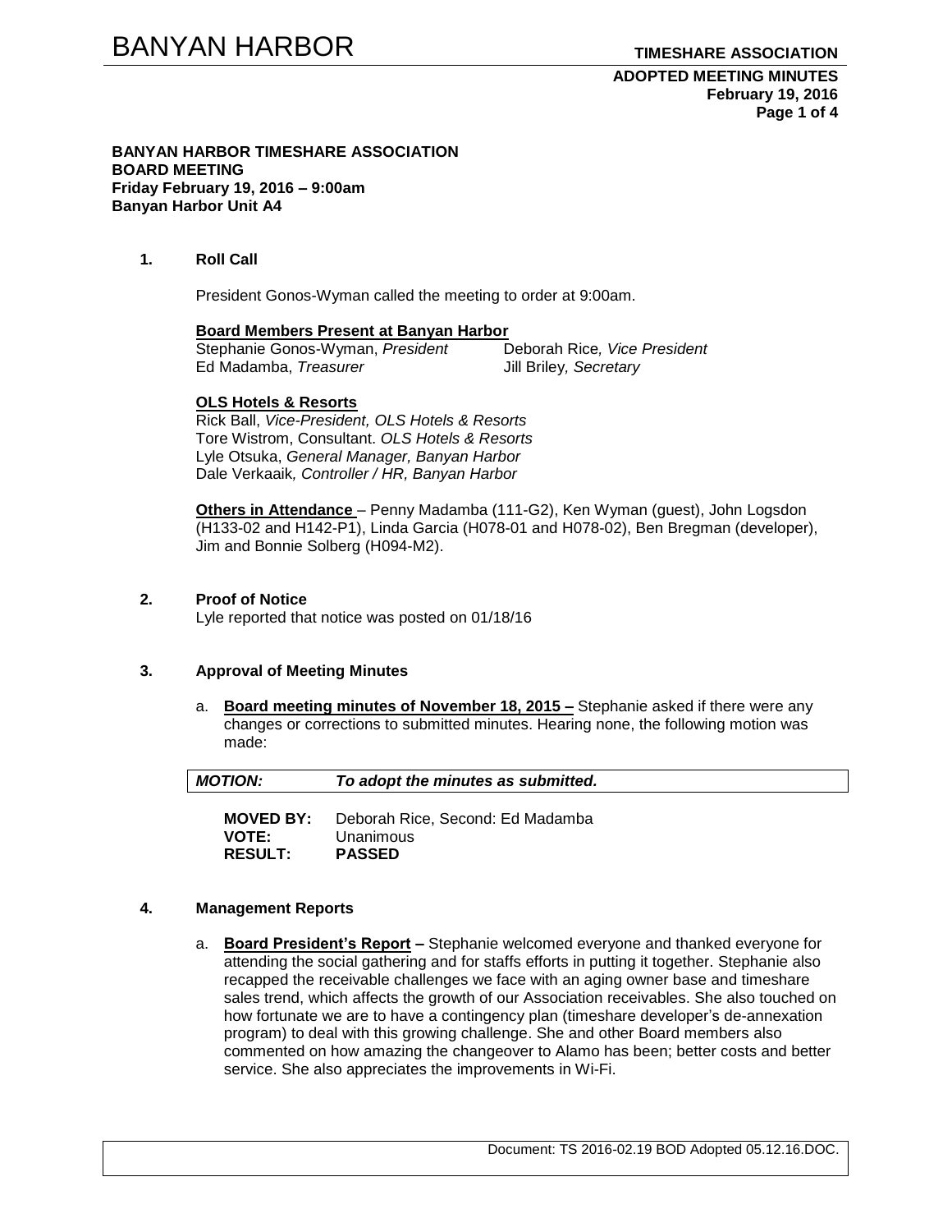**BANYAN HARBOR TIMESHARE ASSOCIATION**
**BOARD MEETING**
**Friday February 19, 2016 – 9:00am**
**Banyan Harbor Unit A4**

## 1. Roll Call

President Gonos-Wyman called the meeting to order at 9:00am.

**Board Members Present at Banyan Harbor**

| | |
|---|---|
| Stephanie Gonos-Wyman, *President* | Deborah Rice*, Vice President* |
| Ed Madamba, *Treasurer* | Jill Briley*, Secretary* |

**OLS Hotels & Resorts**

Rick Ball, *Vice-President, OLS Hotels & Resorts*
Tore Wistrom, Consultant. *OLS Hotels & Resorts*
Lyle Otsuka, *General Manager, Banyan Harbor*
Dale Verkaaik*, Controller / HR, Banyan Harbor*

**Others in Attendance** – Penny Madamba (111-G2), Ken Wyman (guest), John Logsdon (H133-02 and H142-P1), Linda Garcia (H078-01 and H078-02), Ben Bregman (developer), Jim and Bonnie Solberg (H094-M2).

## 2. Proof of Notice

Lyle reported that notice was posted on 01/18/16

## 3. Approval of Meeting Minutes

a. **Board meeting minutes of November 18, 2015 –** Stephanie asked if there were any changes or corrections to submitted minutes. Hearing none, the following motion was made:

| ***MOTION:*** | ***To adopt the minutes as submitted.*** |
|---|---|

**MOVED BY:** Deborah Rice, Second: Ed Madamba
**VOTE:** Unanimous
**RESULT:** **PASSED**

## 4. Management Reports

a. **Board President's Report –** Stephanie welcomed everyone and thanked everyone for attending the social gathering and for staffs efforts in putting it together. Stephanie also recapped the receivable challenges we face with an aging owner base and timeshare sales trend, which affects the growth of our Association receivables. She also touched on how fortunate we are to have a contingency plan (timeshare developer's de-annexation program) to deal with this growing challenge. She and other Board members also commented on how amazing the changeover to Alamo has been; better costs and better service. She also appreciates the improvements in Wi-Fi.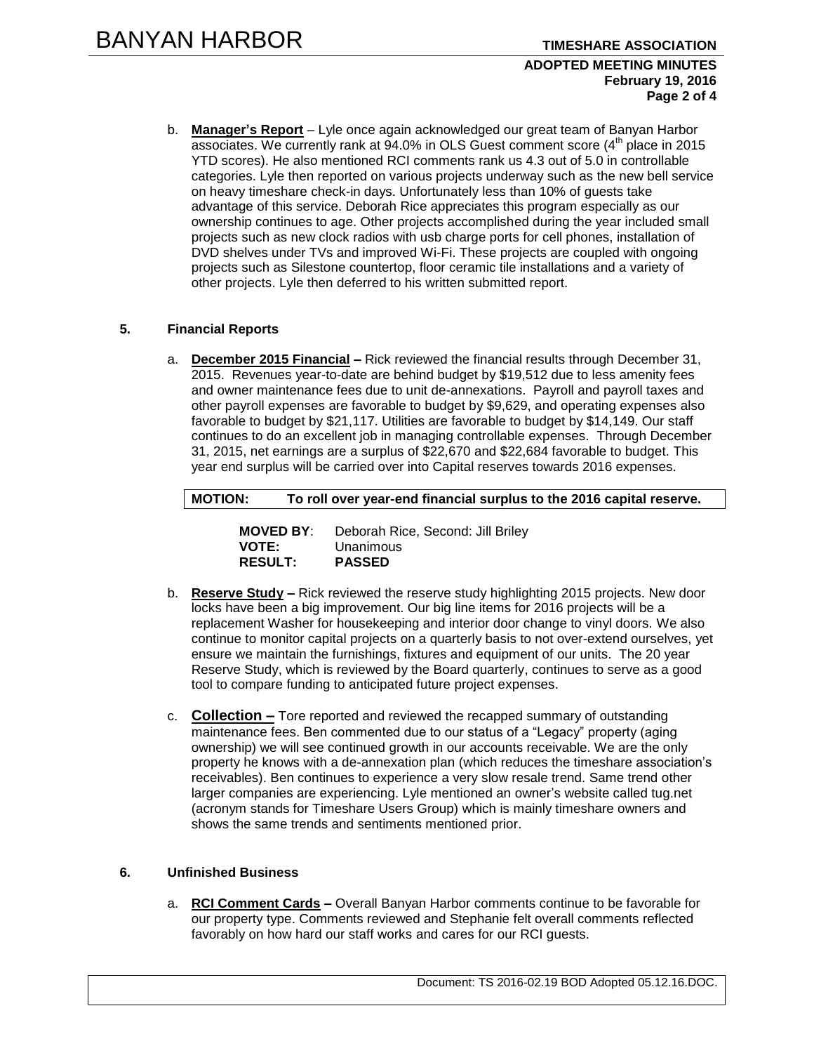b. **Manager's Report** – Lyle once again acknowledged our great team of Banyan Harbor associates. We currently rank at 94.0% in OLS Guest comment score (4th place in 2015 YTD scores). He also mentioned RCI comments rank us 4.3 out of 5.0 in controllable categories. Lyle then reported on various projects underway such as the new bell service on heavy timeshare check-in days. Unfortunately less than 10% of guests take advantage of this service. Deborah Rice appreciates this program especially as our ownership continues to age. Other projects accomplished during the year included small projects such as new clock radios with usb charge ports for cell phones, installation of DVD shelves under TVs and improved Wi-Fi. These projects are coupled with ongoing projects such as Silestone countertop, floor ceramic tile installations and a variety of other projects. Lyle then deferred to his written submitted report.

## 5. Financial Reports

a. **December 2015 Financial –** Rick reviewed the financial results through December 31, 2015. Revenues year-to-date are behind budget by $19,512 due to less amenity fees and owner maintenance fees due to unit de-annexations. Payroll and payroll taxes and other payroll expenses are favorable to budget by $9,629, and operating expenses also favorable to budget by $21,117. Utilities are favorable to budget by $14,149. Our staff continues to do an excellent job in managing controllable expenses. Through December 31, 2015, net earnings are a surplus of $22,670 and $22,684 favorable to budget. This year end surplus will be carried over into Capital reserves towards 2016 expenses.

**MOTION: To roll over year-end financial surplus to the 2016 capital reserve.**

**MOVED BY**: Deborah Rice, Second: Jill Briley
**VOTE:** Unanimous
**RESULT:** **PASSED**

b. **Reserve Study –** Rick reviewed the reserve study highlighting 2015 projects. New door locks have been a big improvement. Our big line items for 2016 projects will be a replacement Washer for housekeeping and interior door change to vinyl doors. We also continue to monitor capital projects on a quarterly basis to not over-extend ourselves, yet ensure we maintain the furnishings, fixtures and equipment of our units. The 20 year Reserve Study, which is reviewed by the Board quarterly, continues to serve as a good tool to compare funding to anticipated future project expenses.

c. **Collection –** Tore reported and reviewed the recapped summary of outstanding maintenance fees. Ben commented due to our status of a "Legacy" property (aging ownership) we will see continued growth in our accounts receivable. We are the only property he knows with a de-annexation plan (which reduces the timeshare association's receivables). Ben continues to experience a very slow resale trend. Same trend other larger companies are experiencing. Lyle mentioned an owner's website called tug.net (acronym stands for Timeshare Users Group) which is mainly timeshare owners and shows the same trends and sentiments mentioned prior.

## 6. Unfinished Business

a. **RCI Comment Cards –** Overall Banyan Harbor comments continue to be favorable for our property type. Comments reviewed and Stephanie felt overall comments reflected favorably on how hard our staff works and cares for our RCI guests.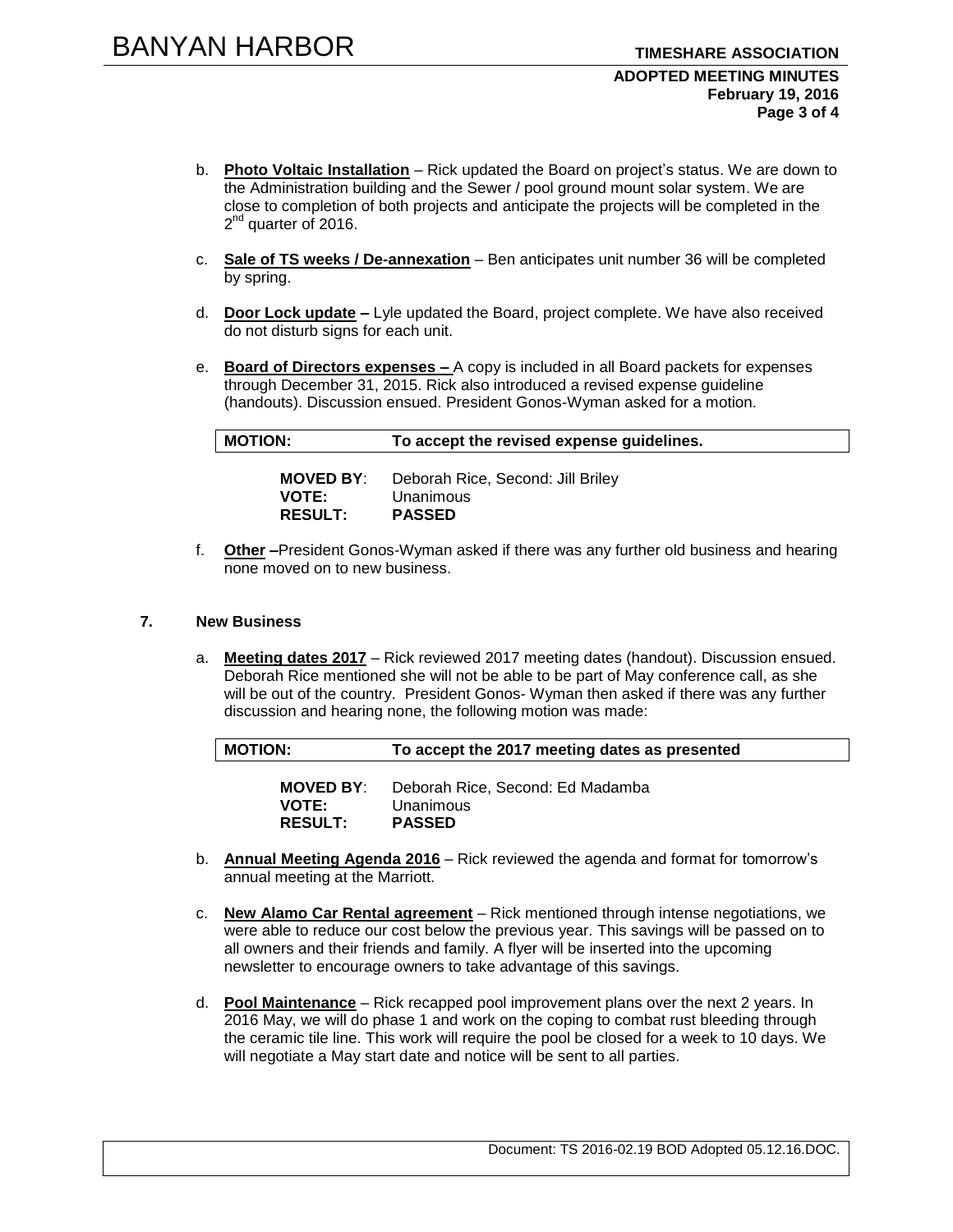b. **Photo Voltaic Installation** – Rick updated the Board on project's status. We are down to the Administration building and the Sewer / pool ground mount solar system. We are close to completion of both projects and anticipate the projects will be completed in the 2nd quarter of 2016.

c. **Sale of TS weeks / De-annexation** – Ben anticipates unit number 36 will be completed by spring.

d. **Door Lock update –** Lyle updated the Board, project complete. We have also received do not disturb signs for each unit.

e. **Board of Directors expenses –** A copy is included in all Board packets for expenses through December 31, 2015. Rick also introduced a revised expense guideline (handouts). Discussion ensued. President Gonos-Wyman asked for a motion.

| **MOTION:** | **To accept the revised expense guidelines.** |
|---|---|

**MOVED BY**: Deborah Rice, Second: Jill Briley
**VOTE:** Unanimous
**RESULT:** **PASSED**

f. **Other –**President Gonos-Wyman asked if there was any further old business and hearing none moved on to new business.

### 7. New Business

a. **Meeting dates 2017** – Rick reviewed 2017 meeting dates (handout). Discussion ensued. Deborah Rice mentioned she will not be able to be part of May conference call, as she will be out of the country. President Gonos- Wyman then asked if there was any further discussion and hearing none, the following motion was made:

| **MOTION:** | **To accept the 2017 meeting dates as presented** |
|---|---|

**MOVED BY**: Deborah Rice, Second: Ed Madamba
**VOTE:** Unanimous
**RESULT:** **PASSED**

b. **Annual Meeting Agenda 2016** – Rick reviewed the agenda and format for tomorrow's annual meeting at the Marriott.

c. **New Alamo Car Rental agreement** – Rick mentioned through intense negotiations, we were able to reduce our cost below the previous year. This savings will be passed on to all owners and their friends and family. A flyer will be inserted into the upcoming newsletter to encourage owners to take advantage of this savings.

d. **Pool Maintenance** – Rick recapped pool improvement plans over the next 2 years. In 2016 May, we will do phase 1 and work on the coping to combat rust bleeding through the ceramic tile line. This work will require the pool be closed for a week to 10 days. We will negotiate a May start date and notice will be sent to all parties.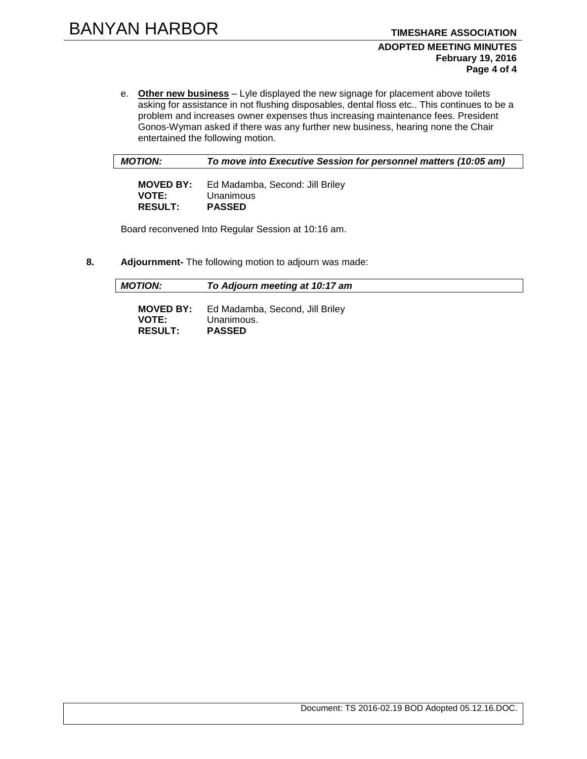e. **Other new business** – Lyle displayed the new signage for placement above toilets asking for assistance in not flushing disposables, dental floss etc.. This continues to be a problem and increases owner expenses thus increasing maintenance fees. President Gonos-Wyman asked if there was any further new business, hearing none the Chair entertained the following motion.

| | |
|---|---|
| ***MOTION:*** | ***To move into Executive Session for personnel matters (10:05 am)*** |

**MOVED BY:** Ed Madamba, Second: Jill Briley
**VOTE:** Unanimous
**RESULT:** **PASSED**

Board reconvened Into Regular Session at 10:16 am.

**8. Adjournment-** The following motion to adjourn was made:

| | |
|---|---|
| ***MOTION:*** | ***To Adjourn meeting at 10:17 am*** |

**MOVED BY:** Ed Madamba, Second, Jill Briley
**VOTE:** Unanimous.
**RESULT:** **PASSED**

Document: TS 2016-02.19 BOD Adopted 05.12.16.DOC.